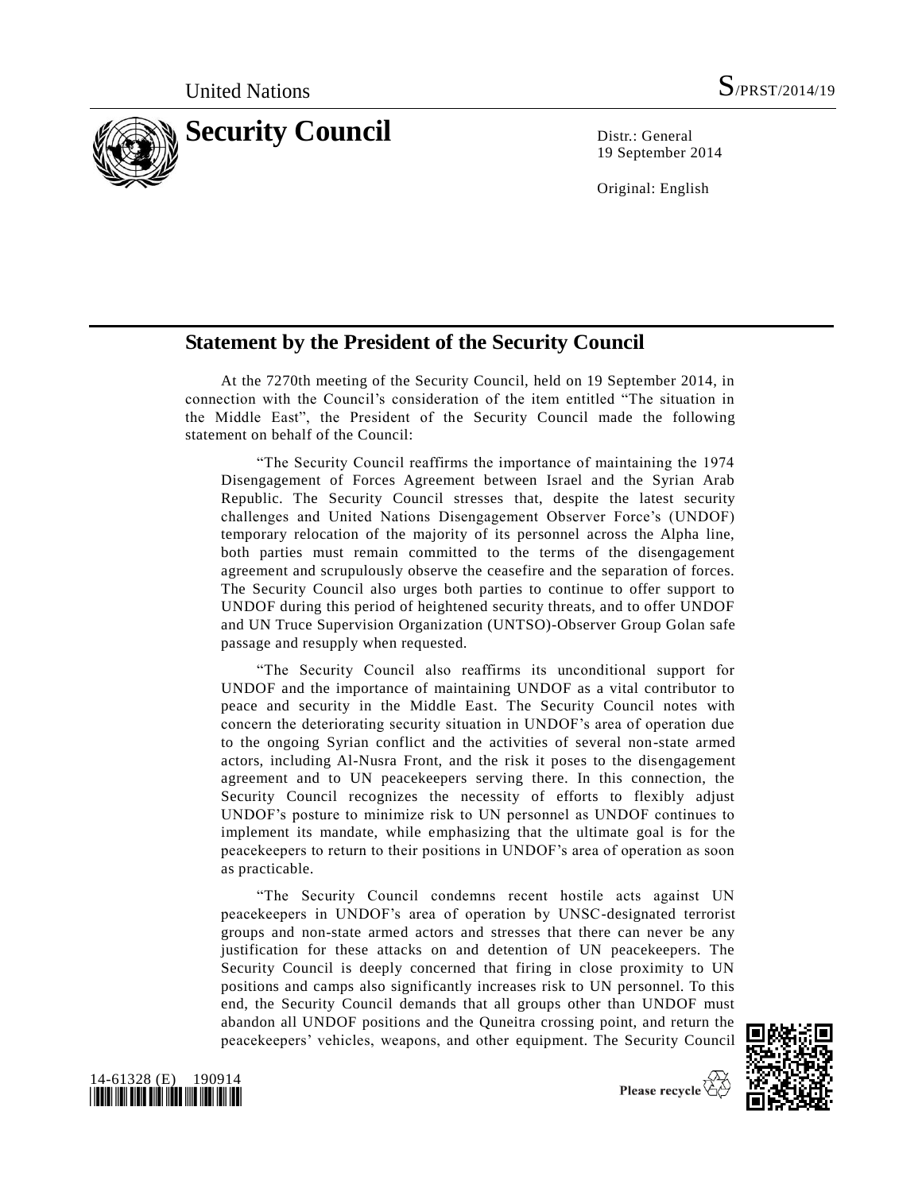United Nations

S/PRST/2014/19

# Security Council

Distr.: General
19 September 2014

Original: English

## Statement by the President of the Security Council

At the 7270th meeting of the Security Council, held on 19 September 2014, in connection with the Council's consideration of the item entitled "The situation in the Middle East", the President of the Security Council made the following statement on behalf of the Council:

"The Security Council reaffirms the importance of maintaining the 1974 Disengagement of Forces Agreement between Israel and the Syrian Arab Republic. The Security Council stresses that, despite the latest security challenges and United Nations Disengagement Observer Force's (UNDOF) temporary relocation of the majority of its personnel across the Alpha line, both parties must remain committed to the terms of the disengagement agreement and scrupulously observe the ceasefire and the separation of forces. The Security Council also urges both parties to continue to offer support to UNDOF during this period of heightened security threats, and to offer UNDOF and UN Truce Supervision Organization (UNTSO)-Observer Group Golan safe passage and resupply when requested.

"The Security Council also reaffirms its unconditional support for UNDOF and the importance of maintaining UNDOF as a vital contributor to peace and security in the Middle East. The Security Council notes with concern the deteriorating security situation in UNDOF's area of operation due to the ongoing Syrian conflict and the activities of several non-state armed actors, including Al-Nusra Front, and the risk it poses to the disengagement agreement and to UN peacekeepers serving there. In this connection, the Security Council recognizes the necessity of efforts to flexibly adjust UNDOF's posture to minimize risk to UN personnel as UNDOF continues to implement its mandate, while emphasizing that the ultimate goal is for the peacekeepers to return to their positions in UNDOF's area of operation as soon as practicable.

"The Security Council condemns recent hostile acts against UN peacekeepers in UNDOF's area of operation by UNSC-designated terrorist groups and non-state armed actors and stresses that there can never be any justification for these attacks on and detention of UN peacekeepers. The Security Council is deeply concerned that firing in close proximity to UN positions and camps also significantly increases risk to UN personnel. To this end, the Security Council demands that all groups other than UNDOF must abandon all UNDOF positions and the Quneitra crossing point, and return the peacekeepers' vehicles, weapons, and other equipment. The Security Council

14-61328 (E) 190914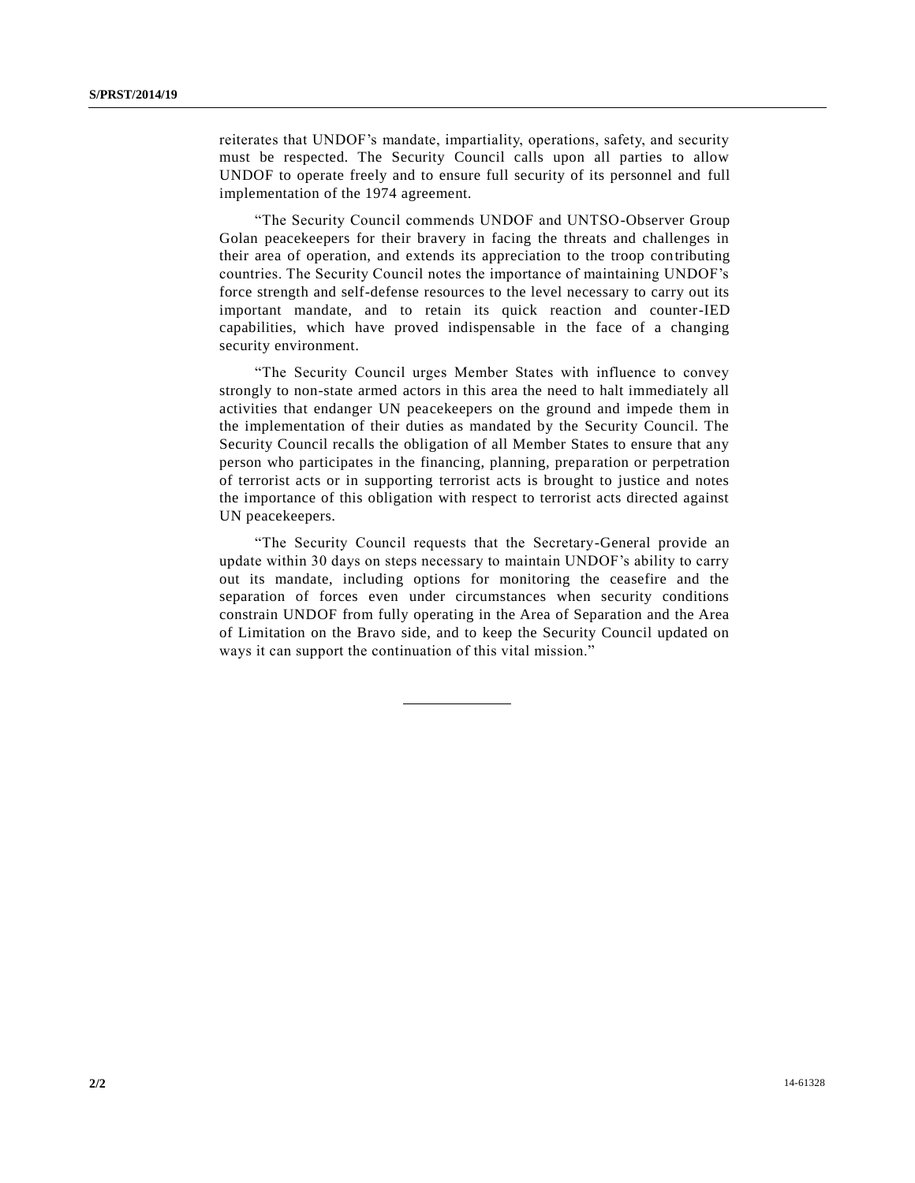reiterates that UNDOF's mandate, impartiality, operations, safety, and security must be respected. The Security Council calls upon all parties to allow UNDOF to operate freely and to ensure full security of its personnel and full implementation of the 1974 agreement.

"The Security Council commends UNDOF and UNTSO-Observer Group Golan peacekeepers for their bravery in facing the threats and challenges in their area of operation, and extends its appreciation to the troop contributing countries. The Security Council notes the importance of maintaining UNDOF's force strength and self-defense resources to the level necessary to carry out its important mandate, and to retain its quick reaction and counter-IED capabilities, which have proved indispensable in the face of a changing security environment.

"The Security Council urges Member States with influence to convey strongly to non-state armed actors in this area the need to halt immediately all activities that endanger UN peacekeepers on the ground and impede them in the implementation of their duties as mandated by the Security Council. The Security Council recalls the obligation of all Member States to ensure that any person who participates in the financing, planning, preparation or perpetration of terrorist acts or in supporting terrorist acts is brought to justice and notes the importance of this obligation with respect to terrorist acts directed against UN peacekeepers.

"The Security Council requests that the Secretary-General provide an update within 30 days on steps necessary to maintain UNDOF's ability to carry out its mandate, including options for monitoring the ceasefire and the separation of forces even under circumstances when security conditions constrain UNDOF from fully operating in the Area of Separation and the Area of Limitation on the Bravo side, and to keep the Security Council updated on ways it can support the continuation of this vital mission."